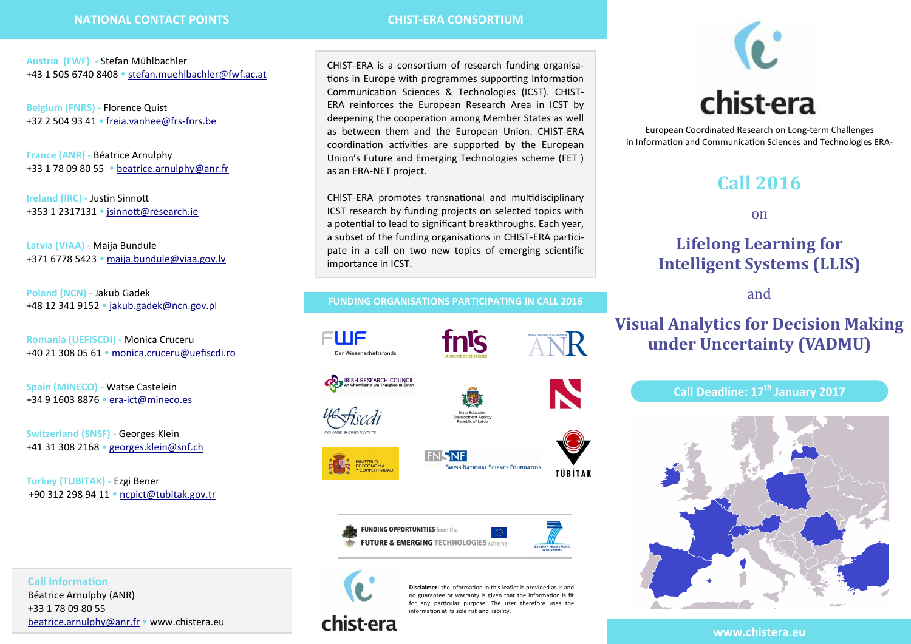## NATIONAL CONTACT POINTS

Austria (FWF) - Stefan Mühlbachler
+43 1 505 6740 8408 • stefan.muehlbachler@fwf.ac.at

Belgium (FNRS) - Florence Quist
+32 2 504 93 41 • freia.vanhee@frs-fnrs.be

France (ANR) - Béatrice Arnulphy
+33 1 78 09 80 55 • beatrice.arnulphy@anr.fr

Ireland (IRC) - Justin Sinnott
+353 1 2317131 • jsinnott@research.ie

Latvia (VIAA) - Maija Bundule
+371 6778 5423 • maija.bundule@viaa.gov.lv

Poland (NCN) - Jakub Gadek
+48 12 341 9152 • jakub.gadek@ncn.gov.pl

Romania (UEFISCDI) - Monica Cruceru
+40 21 308 05 61 • monica.cruceru@uefiscdi.ro

Spain (MINECO) - Watse Castelein
+34 9 1603 8876 • era-ict@mineco.es

Switzerland (SNSF) - Georges Klein
+41 31 308 2168 • georges.klein@snf.ch

Turkey (TUBITAK) - Ezgi Bener
+90 312 298 94 11 • ncpict@tubitak.gov.tr

### Call Information

Béatrice Arnulphy (ANR)
+33 1 78 09 80 55
beatrice.arnulphy@anr.fr • www.chistera.eu

## CHIST-ERA CONSORTIUM

CHIST-ERA is a consortium of research funding organisations in Europe with programmes supporting Information Communication Sciences & Technologies (ICST). CHIST-ERA reinforces the European Research Area in ICST by deepening the cooperation among Member States as well as between them and the European Union. CHIST-ERA coordination activities are supported by the European Union's Future and Emerging Technologies scheme (FET ) as an ERA-NET project.

CHIST-ERA promotes transnational and multidisciplinary ICST research by funding projects on selected topics with a potential to lead to significant breakthroughs. Each year, a subset of the funding organisations in CHIST-ERA participate in a call on two new topics of emerging scientific importance in ICST.

## FUNDING ORGANISATIONS PARTICIPATING IN CALL 2016

FWF Der Wissenschaftsfonds. • fnrs LA LIBERTÉ DE CHERCHER • ANR • IRISH RESEARCH COUNCIL An Chomhairle um Thaighde in Éirinn • State Education Development Agency Republic of Latvia • NCN • UEFISCDI INOVARE SI CREATIVITATE • MINISTERIO DE ECONOMÍA Y COMPETITIVIDAD • FNSNF Swiss National Science Foundation • TÜBİTAK

FUNDING OPPORTUNITIES from the FUTURE & EMERGING TECHNOLOGIES scheme • SEVENTH FRAMEWORK PROGRAMME

chist-era

**Disclaimer:** the information in this leaflet is provided as is and no guarantee or warranty is given that the information is fit for any particular purpose. The user therefore uses the information at its sole risk and liability.

# chist-era

European Coordinated Research on Long-term Challenges in Information and Communication Sciences and Technologies ERA-

# Call 2016

on

# Lifelong Learning for Intelligent Systems (LLIS)

and

# Visual Analytics for Decision Making under Uncertainty (VADMU)

**Call Deadline: 17th January 2017**

www.chistera.eu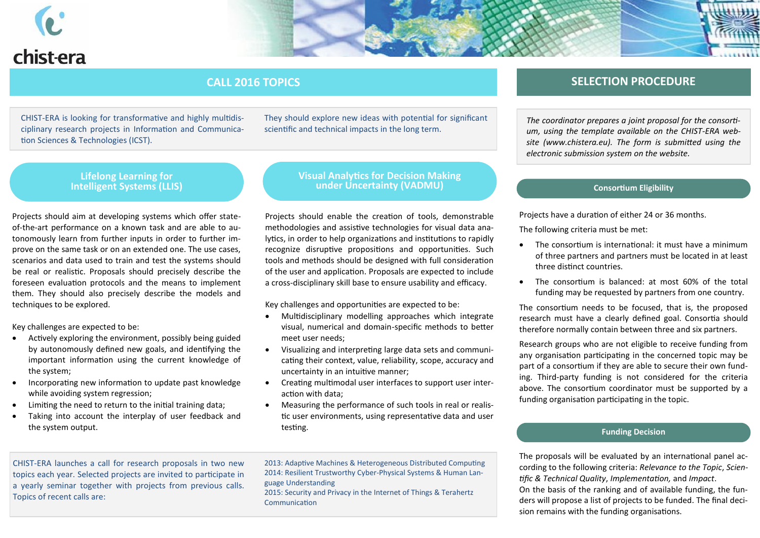chist-era

# CALL 2016 TOPICS

CHIST-ERA is looking for transformative and highly multidisciplinary research projects in Information and Communication Sciences & Technologies (ICST).

They should explore new ideas with potential for significant scientific and technical impacts in the long term.

## Lifelong Learning for Intelligent Systems (LLIS)

Projects should aim at developing systems which offer state-of-the-art performance on a known task and are able to autonomously learn from further inputs in order to further improve on the same task or on an extended one. The use cases, scenarios and data used to train and test the systems should be real or realistic. Proposals should precisely describe the foreseen evaluation protocols and the means to implement them. They should also precisely describe the models and techniques to be explored.

Key challenges are expected to be:

- Actively exploring the environment, possibly being guided by autonomously defined new goals, and identifying the important information using the current knowledge of the system;
- Incorporating new information to update past knowledge while avoiding system regression;
- Limiting the need to return to the initial training data;
- Taking into account the interplay of user feedback and the system output.

## Visual Analytics for Decision Making under Uncertainty (VADMU)

Projects should enable the creation of tools, demonstrable methodologies and assistive technologies for visual data analytics, in order to help organizations and institutions to rapidly recognize disruptive propositions and opportunities. Such tools and methods should be designed with full consideration of the user and application. Proposals are expected to include a cross-disciplinary skill base to ensure usability and efficacy.

Key challenges and opportunities are expected to be:

- Multidisciplinary modelling approaches which integrate visual, numerical and domain-specific methods to better meet user needs;
- Visualizing and interpreting large data sets and communicating their context, value, reliability, scope, accuracy and uncertainty in an intuitive manner;
- Creating multimodal user interfaces to support user interaction with data;
- Measuring the performance of such tools in real or realistic user environments, using representative data and user testing.

CHIST-ERA launches a call for research proposals in two new topics each year. Selected projects are invited to participate in a yearly seminar together with projects from previous calls. Topics of recent calls are:

2013: Adaptive Machines & Heterogeneous Distributed Computing
2014: Resilient Trustworthy Cyber-Physical Systems & Human Language Understanding
2015: Security and Privacy in the Internet of Things & Terahertz Communication

# SELECTION PROCEDURE

*The coordinator prepares a joint proposal for the consortium, using the template available on the CHIST-ERA website (www.chistera.eu). The form is submitted using the electronic submission system on the website.*

## Consortium Eligibility

Projects have a duration of either 24 or 36 months.

The following criteria must be met:

- The consortium is international: it must have a minimum of three partners and partners must be located in at least three distinct countries.
- The consortium is balanced: at most 60% of the total funding may be requested by partners from one country.

The consortium needs to be focused, that is, the proposed research must have a clearly defined goal. Consortia should therefore normally contain between three and six partners.

Research groups who are not eligible to receive funding from any organisation participating in the concerned topic may be part of a consortium if they are able to secure their own funding. Third-party funding is not considered for the criteria above. The consortium coordinator must be supported by a funding organisation participating in the topic.

## Funding Decision

The proposals will be evaluated by an international panel according to the following criteria: *Relevance to the Topic*, *Scientific & Technical Quality*, *Implementation,* and *Impact*.
On the basis of the ranking and of available funding, the funders will propose a list of projects to be funded. The final decision remains with the funding organisations.